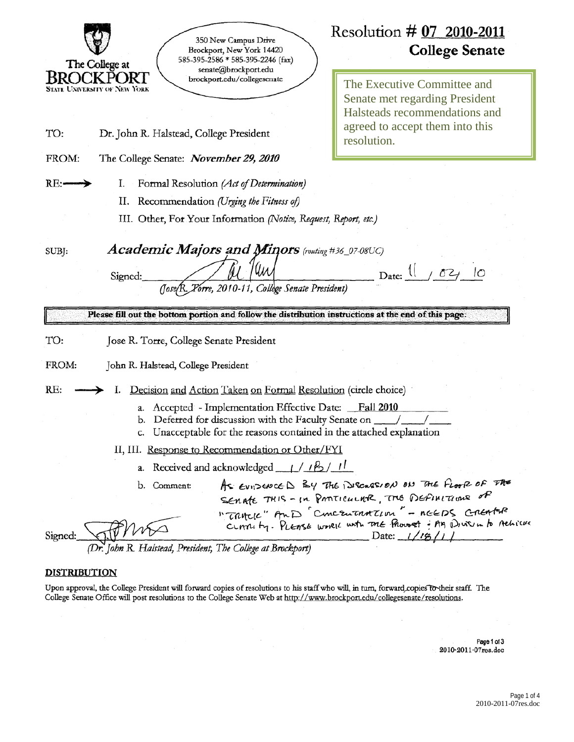The College at BROCKPORT
STATE UNIVERSITY OF NEW YORK

350 New Campus Drive
Brockport, New York 14420
585-395-2586 * 585-395-2246 (fax)
senate@brockport.edu
brockport.edu/collegesenate

# Resolution # 07 2010-2011
## College Senate

The Executive Committee and Senate met regarding President Halsteads recommendations and agreed to accept them into this resolution.

TO: Dr. John R. Halstead, College President

FROM: The College Senate: ***November 29, 2010***

RE:→ I. Formal Resolution *(Act of Determination)*
II. Recommendation *(Urging the Fitness of)*
III. Other, For Your Information *(Notice, Request, Report, etc.)*

SUBJ: ***Academic Majors and Minors*** *(routing #36_07-08UC)*

Signed: _[signature]_ Date: 11 / 02 / 10
*(Jose R. Torre, 2010-11, College Senate President)*

**Please fill out the bottom portion and follow the distribution instructions at the end of this page.**

TO: Jose R. Torre, College Senate President

FROM: John R. Halstead, College President

RE: → I. Decision and Action Taken on Formal Resolution (circle choice)

a. Accepted - Implementation Effective Date: Fall 2010
b. Deferred for discussion with the Faculty Senate on ___/___/___
c. Unacceptable for the reasons contained in the attached explanation

II, III. Response to Recommendation or Other/FYI

a. Received and acknowledged 1 / 18 / 11
b. Comment: As evidenced by the discussion on the floor of the Senate this - in particular, the definitions of "track" and "concentration" - needs greater clarity. Please work with the Provost & AA Division to achieve

Signed: _[signature]_ Date: 1/18/11
*(Dr. John R. Halstead, President, The College at Brockport)*

**DISTRIBUTION**

Upon approval, the College President will forward copies of resolutions to his staff who will, in turn, forward copies to their staff. The College Senate Office will post resolutions to the College Senate Web at http://www.brockport.edu/collegesenate/resolutions.

2010-2011-07res.doc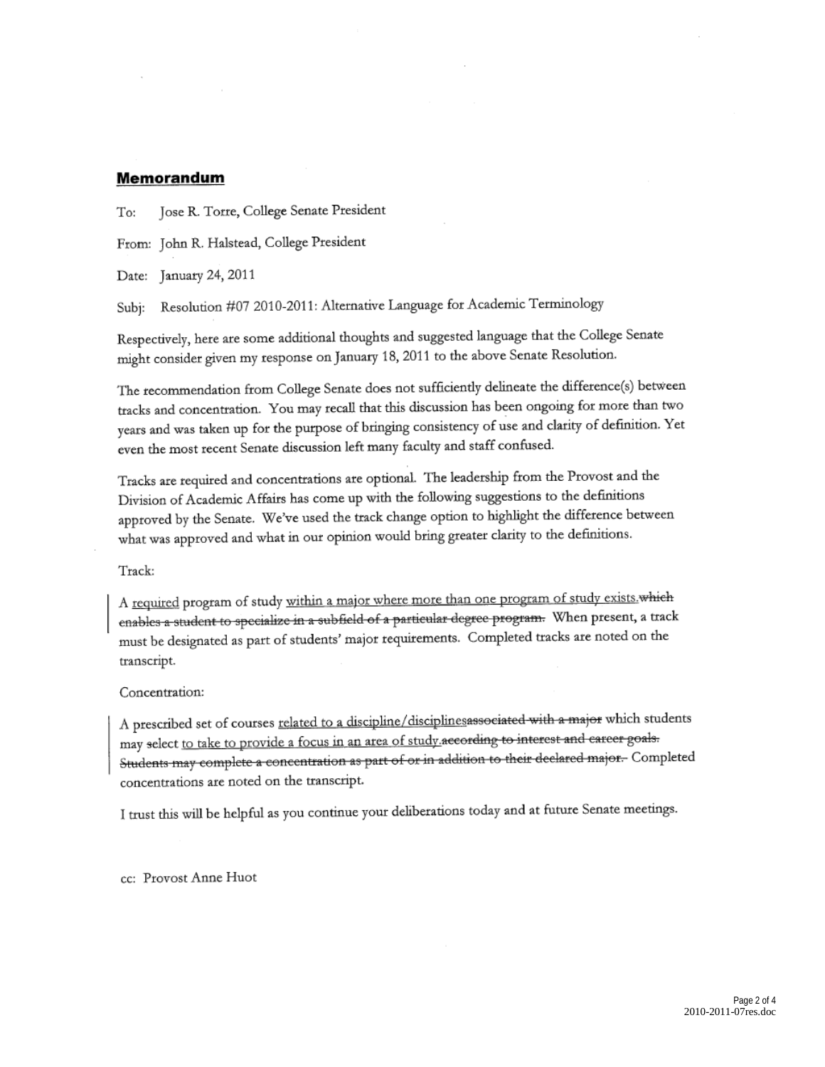## Memorandum

To: Jose R. Torre, College Senate President

From: John R. Halstead, College President

Date: January 24, 2011

Subj: Resolution #07 2010-2011: Alternative Language for Academic Terminology

Respectively, here are some additional thoughts and suggested language that the College Senate might consider given my response on January 18, 2011 to the above Senate Resolution.

The recommendation from College Senate does not sufficiently delineate the difference(s) between tracks and concentration. You may recall that this discussion has been ongoing for more than two years and was taken up for the purpose of bringing consistency of use and clarity of definition. Yet even the most recent Senate discussion left many faculty and staff confused.

Tracks are required and concentrations are optional. The leadership from the Provost and the Division of Academic Affairs has come up with the following suggestions to the definitions approved by the Senate. We've used the track change option to highlight the difference between what was approved and what in our opinion would bring greater clarity to the definitions.

Track:

A <u>required</u> program of study <u>within a major where more than one program of study exists.</u>~~which enables a student to specialize in a subfield of a particular degree program.~~ When present, a track must be designated as part of students' major requirements. Completed tracks are noted on the transcript.

Concentration:

A prescribed set of courses <u>related to a discipline/disciplines</u>~~associated with a major~~ which students may ~~select~~ <u>to take to provide a focus in an area of study.</u>~~according to interest and career goals. Students may complete a concentration as part of or in addition to their declared major.~~ Completed concentrations are noted on the transcript.

I trust this will be helpful as you continue your deliberations today and at future Senate meetings.

cc: Provost Anne Huot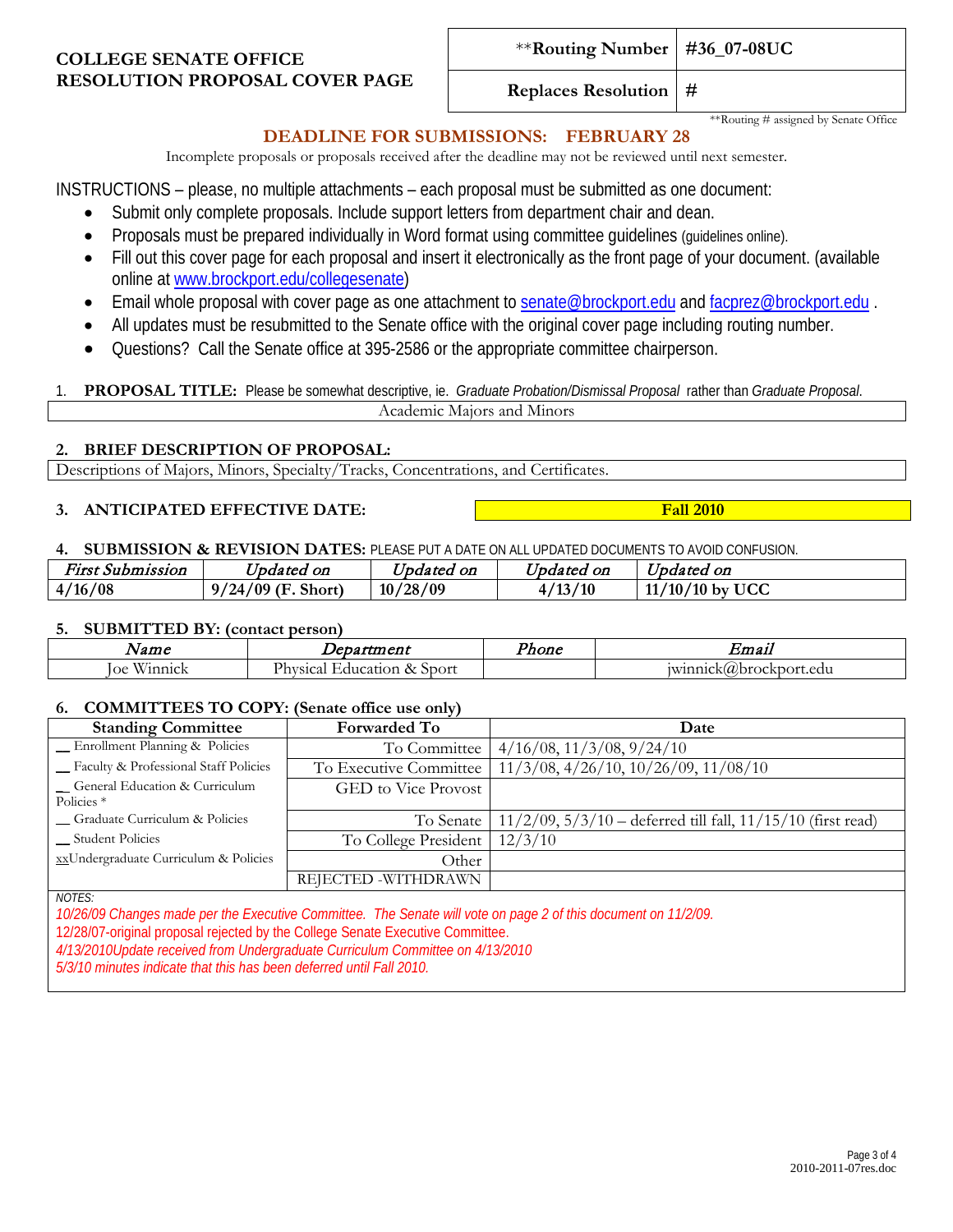**COLLEGE SENATE OFFICE**
**RESOLUTION PROPOSAL COVER PAGE**

| **Routing Number | **#36_07-08UC** |
|---|---|
| **Replaces Resolution** | **#** |

**Routing # assigned by Senate Office

## DEADLINE FOR SUBMISSIONS: FEBRUARY 28

Incomplete proposals or proposals received after the deadline may not be reviewed until next semester.

INSTRUCTIONS – please, no multiple attachments – each proposal must be submitted as one document:

- Submit only complete proposals. Include support letters from department chair and dean.
- Proposals must be prepared individually in Word format using committee guidelines (guidelines online).
- Fill out this cover page for each proposal and insert it electronically as the front page of your document. (available online at www.brockport.edu/collegesenate)
- Email whole proposal with cover page as one attachment to senate@brockport.edu and facprez@brockport.edu .
- All updates must be resubmitted to the Senate office with the original cover page including routing number.
- Questions? Call the Senate office at 395-2586 or the appropriate committee chairperson.

1. **PROPOSAL TITLE:** Please be somewhat descriptive, ie. *Graduate Probation/Dismissal Proposal* rather than *Graduate Proposal.*

Academic Majors and Minors

2. **BRIEF DESCRIPTION OF PROPOSAL:**

Descriptions of Majors, Minors, Specialty/Tracks, Concentrations, and Certificates.

3. **ANTICIPATED EFFECTIVE DATE:** **Fall 2010**

4. **SUBMISSION & REVISION DATES:** PLEASE PUT A DATE ON ALL UPDATED DOCUMENTS TO AVOID CONFUSION.

| *First Submission* | *Updated on* | *Updated on* | *Updated on* | *Updated on* |
|---|---|---|---|---|
| **4/16/08** | **9/24/09 (F. Short)** | **10/28/09** | **4/13/10** | **11/10/10 by UCC** |

5. **SUBMITTED BY: (contact person)**

| *Name* | *Department* | *Phone* | *Email* |
|---|---|---|---|
| Joe Winnick | Physical Education & Sport | | jwinnick@brockport.edu |

6. **COMMITTEES TO COPY: (Senate office use only)**

| Standing Committee | Forwarded To | Date |
|---|---|---|
| __ Enrollment Planning & Policies | To Committee | 4/16/08, 11/3/08, 9/24/10 |
| __ Faculty & Professional Staff Policies | To Executive Committee | 11/3/08, 4/26/10, 10/26/09, 11/08/10 |
| __ General Education & Curriculum Policies * | GED to Vice Provost | |
| __ Graduate Curriculum & Policies | To Senate | 11/2/09, 5/3/10 – deferred till fall, 11/15/10 (first read) |
| __ Student Policies | To College President | 12/3/10 |
| xxUndergraduate Curriculum & Policies | Other | |
| | REJECTED -WITHDRAWN | |

*NOTES:*

*10/26/09 Changes made per the Executive Committee. The Senate will vote on page 2 of this document on 11/2/09.*

12/28/07-original proposal rejected by the College Senate Executive Committee.

*4/13/2010Update received from Undergraduate Curriculum Committee on 4/13/2010*

*5/3/10 minutes indicate that this has been deferred until Fall 2010.*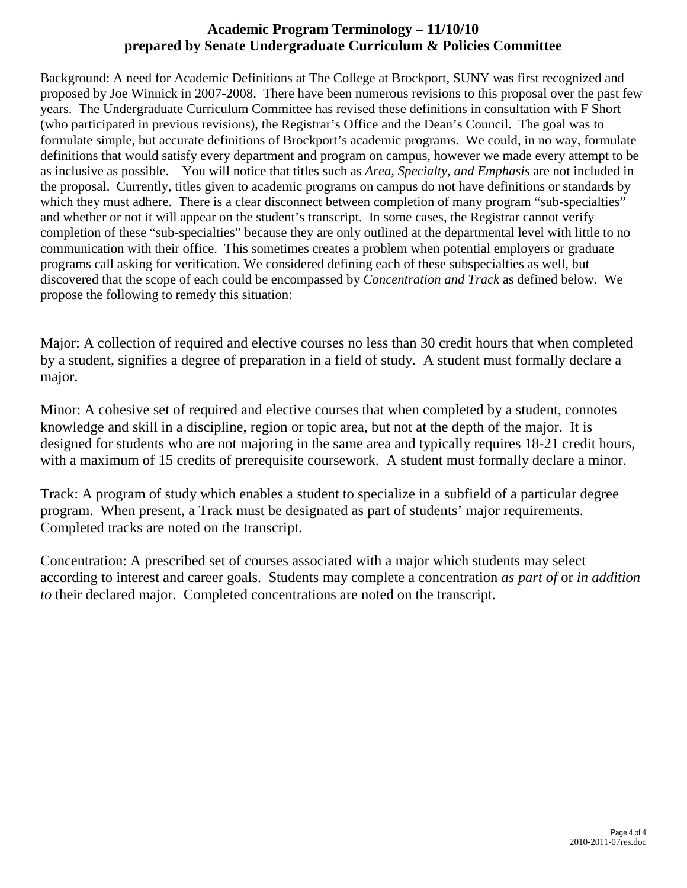# Academic Program Terminology – 11/10/10
## prepared by Senate Undergraduate Curriculum & Policies Committee

Background: A need for Academic Definitions at The College at Brockport, SUNY was first recognized and proposed by Joe Winnick in 2007-2008. There have been numerous revisions to this proposal over the past few years. The Undergraduate Curriculum Committee has revised these definitions in consultation with F Short (who participated in previous revisions), the Registrar's Office and the Dean's Council. The goal was to formulate simple, but accurate definitions of Brockport's academic programs. We could, in no way, formulate definitions that would satisfy every department and program on campus, however we made every attempt to be as inclusive as possible. You will notice that titles such as *Area, Specialty, and Emphasis* are not included in the proposal. Currently, titles given to academic programs on campus do not have definitions or standards by which they must adhere. There is a clear disconnect between completion of many program "sub-specialties" and whether or not it will appear on the student's transcript. In some cases, the Registrar cannot verify completion of these "sub-specialties" because they are only outlined at the departmental level with little to no communication with their office. This sometimes creates a problem when potential employers or graduate programs call asking for verification. We considered defining each of these subspecialties as well, but discovered that the scope of each could be encompassed by *Concentration and Track* as defined below. We propose the following to remedy this situation:

Major: A collection of required and elective courses no less than 30 credit hours that when completed by a student, signifies a degree of preparation in a field of study. A student must formally declare a major.

Minor: A cohesive set of required and elective courses that when completed by a student, connotes knowledge and skill in a discipline, region or topic area, but not at the depth of the major. It is designed for students who are not majoring in the same area and typically requires 18-21 credit hours, with a maximum of 15 credits of prerequisite coursework. A student must formally declare a minor.

Track: A program of study which enables a student to specialize in a subfield of a particular degree program. When present, a Track must be designated as part of students' major requirements. Completed tracks are noted on the transcript.

Concentration: A prescribed set of courses associated with a major which students may select according to interest and career goals. Students may complete a concentration *as part of* or *in addition to* their declared major. Completed concentrations are noted on the transcript.

2010-2011-07res.doc